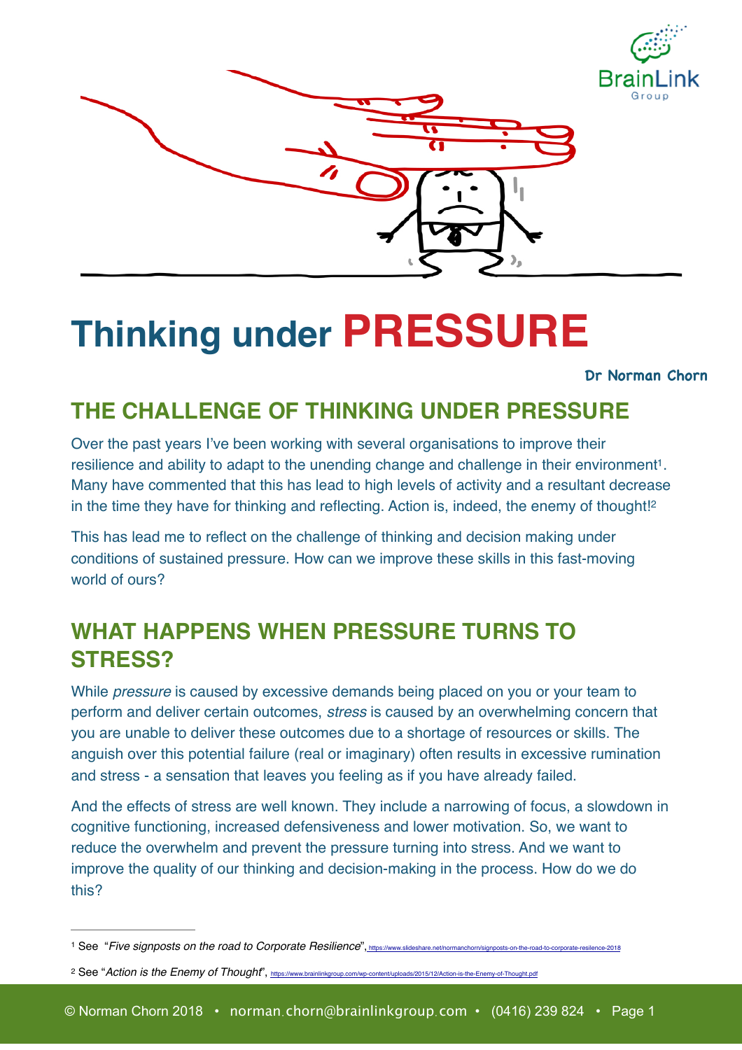# Thinking under PRESSURE

**Dr Norman Chorn**

## THE CHALLENGE OF THINKING UNDER PRESSURE

Over the past years I've been working with several organisations to improve their resilience and ability to adapt to the unending change and challenge in their environment[1]. Many have commented that this has lead to high levels of activity and a resultant decrease in the time they have for thinking and reflecting. Action is, indeed, the enemy of thought![2]

This has lead me to reflect on the challenge of thinking and decision making under conditions of sustained pressure. How can we improve these skills in this fast-moving world of ours?

## WHAT HAPPENS WHEN PRESSURE TURNS TO STRESS?

While *pressure* is caused by excessive demands being placed on you or your team to perform and deliver certain outcomes, *stress* is caused by an overwhelming concern that you are unable to deliver these outcomes due to a shortage of resources or skills. The anguish over this potential failure (real or imaginary) often results in excessive rumination and stress - a sensation that leaves you feeling as if you have already failed.

And the effects of stress are well known. They include a narrowing of focus, a slowdown in cognitive functioning, increased defensiveness and lower motivation. So, we want to reduce the overwhelm and prevent the pressure turning into stress. And we want to improve the quality of our thinking and decision-making in the process. How do we do this?

---

[1] See "*Five signposts on the road to Corporate Resilience*", https://www.slideshare.net/normanchorn/signposts-on-the-road-to-corporate-resilience-2018

[2] See "*Action is the Enemy of Thought*", https://www.brainlinkgroup.com/wp-content/uploads/2015/12/Action-is-the-Enemy-of-Thought.pdf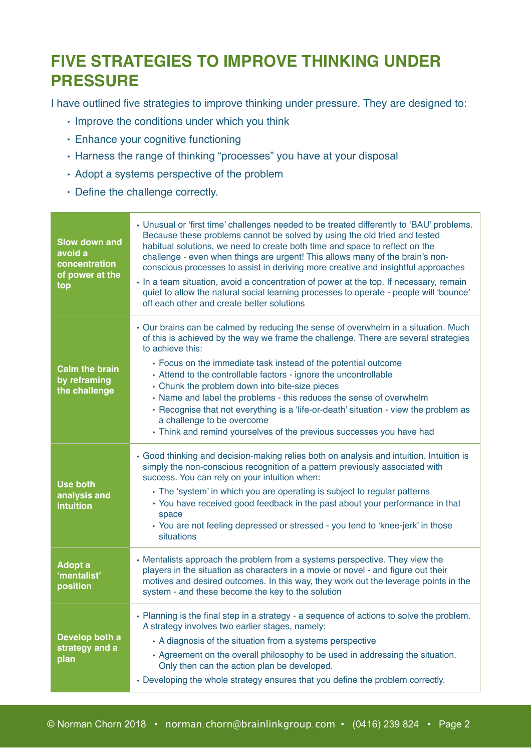## FIVE STRATEGIES TO IMPROVE THINKING UNDER PRESSURE

I have outlined five strategies to improve thinking under pressure. They are designed to:

- Improve the conditions under which you think
- Enhance your cognitive functioning
- Harness the range of thinking "processes" you have at your disposal
- Adopt a systems perspective of the problem
- Define the challenge correctly.

| | |
|---|---|
| **Slow down and avoid a concentration of power at the top** | • Unusual or 'first time' challenges needed to be treated differently to 'BAU' problems. Because these problems cannot be solved by using the old tried and tested habitual solutions, we need to create both time and space to reflect on the challenge - even when things are urgent! This allows many of the brain's non-conscious processes to assist in deriving more creative and insightful approaches<br>• In a team situation, avoid a concentration of power at the top. If necessary, remain quiet to allow the natural social learning processes to operate - people will 'bounce' off each other and create better solutions |
| **Calm the brain by reframing the challenge** | • Our brains can be calmed by reducing the sense of overwhelm in a situation. Much of this is achieved by the way we frame the challenge. There are several strategies to achieve this:<br>‣ Focus on the immediate task instead of the potential outcome<br>‣ Attend to the controllable factors - ignore the uncontrollable<br>‣ Chunk the problem down into bite-size pieces<br>‣ Name and label the problems - this reduces the sense of overwhelm<br>‣ Recognise that not everything is a 'life-or-death' situation - view the problem as a challenge to be overcome<br>‣ Think and remind yourselves of the previous successes you have had |
| **Use both analysis and intuition** | • Good thinking and decision-making relies both on analysis and intuition. Intuition is simply the non-conscious recognition of a pattern previously associated with success. You can rely on your intuition when:<br>‣ The 'system' in which you are operating is subject to regular patterns<br>‣ You have received good feedback in the past about your performance in that space<br>‣ You are not feeling depressed or stressed - you tend to 'knee-jerk' in those situations |
| **Adopt a 'mentalist' position** | • Mentalists approach the problem from a systems perspective. They view the players in the situation as characters in a movie or novel - and figure out their motives and desired outcomes. In this way, they work out the leverage points in the system - and these become the key to the solution |
| **Develop both a strategy and a plan** | • Planning is the final step in a strategy - a sequence of actions to solve the problem. A strategy involves two earlier stages, namely:<br>‣ A diagnosis of the situation from a systems perspective<br>‣ Agreement on the overall philosophy to be used in addressing the situation. Only then can the action plan be developed.<br>• Developing the whole strategy ensures that you define the problem correctly. |

© Norman Chorn 2018 • norman.chorn@brainlinkgroup.com • (0416) 239 824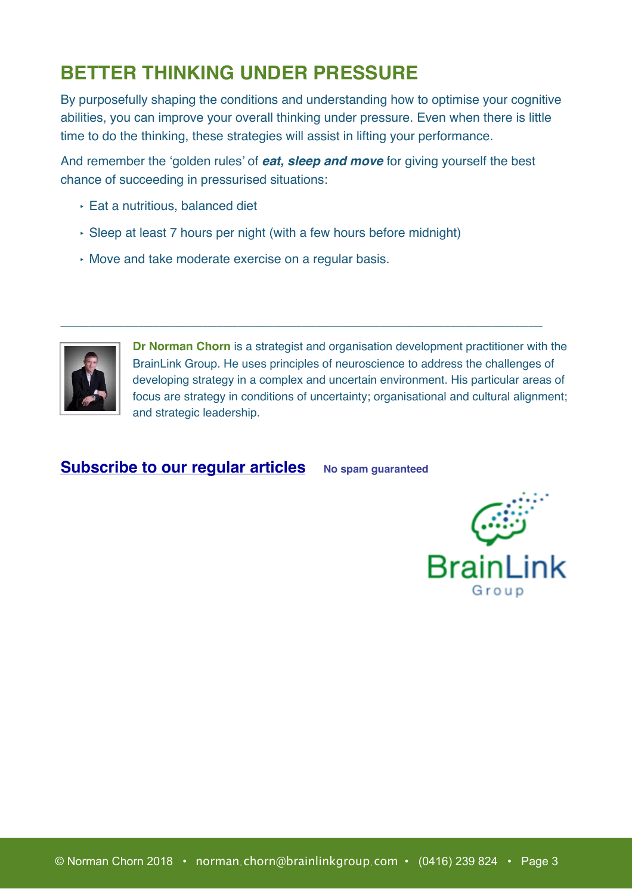## BETTER THINKING UNDER PRESSURE

By purposefully shaping the conditions and understanding how to optimise your cognitive abilities, you can improve your overall thinking under pressure. Even when there is little time to do the thinking, these strategies will assist in lifting your performance.

And remember the 'golden rules' of ***eat, sleep and move*** for giving yourself the best chance of succeeding in pressurised situations:

- Eat a nutritious, balanced diet
- Sleep at least 7 hours per night (with a few hours before midnight)
- Move and take moderate exercise on a regular basis.

---

**Dr Norman Chorn** is a strategist and organisation development practitioner with the BrainLink Group. He uses principles of neuroscience to address the challenges of developing strategy in a complex and uncertain environment. His particular areas of focus are strategy in conditions of uncertainty; organisational and cultural alignment; and strategic leadership.

**Subscribe to our regular articles** **No spam guaranteed**

BrainLink Group

© Norman Chorn 2018 • norman.chorn@brainlinkgroup.com • (0416) 239 824